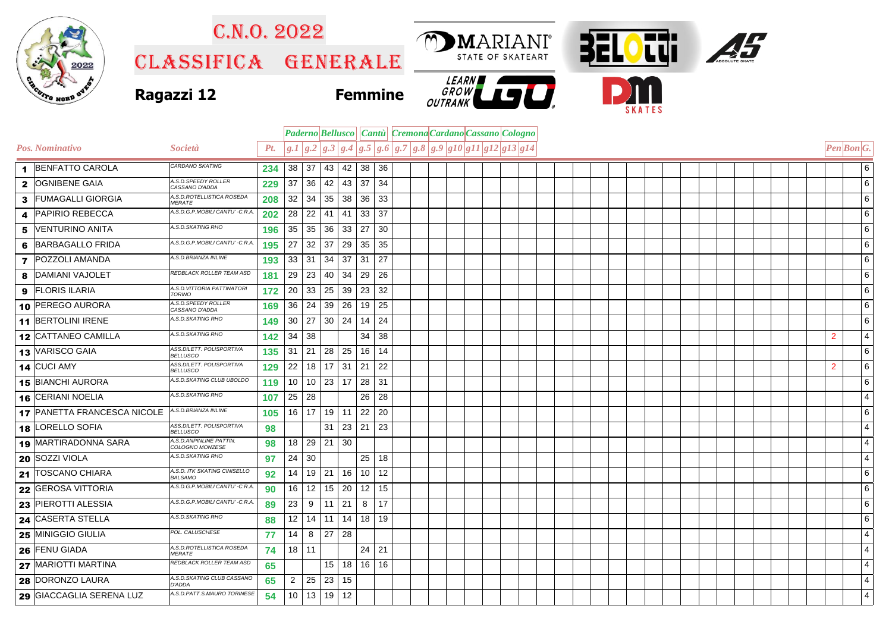# C.N.O. 2022

## CLASSIFICA GENERALE

**Ragazzi 12** **Femmine**

| Pos. | Nominativo | Società | Pt. | Paderno g.1 | Paderno g.2 | Bellusco g.3 | Bellusco g.4 | Cantù g.5 | Cantù g.6 | Cremona g.7 | Cremona g.8 | Cardano g.9 | Cardano g10 | Cassano g11 | Cassano g12 | Cologno g13 | Cologno g14 | Pen | Bon | G. |
|---|---|---|---|---|---|---|---|---|---|---|---|---|---|---|---|---|---|---|---|---|
| 1 | BENFATTO CAROLA | CARDANO SKATING | 234 | 38 | 37 | 43 | 42 | 38 | 36 | | | | | | | | | | | 6 |
| 2 | OGNIBENE GAIA | A.S.D.SPEEDY ROLLER CASSANO D'ADDA | 229 | 37 | 36 | 42 | 43 | 37 | 34 | | | | | | | | | | | 6 |
| 3 | FUMAGALLI GIORGIA | A.S.D.ROTELLISTICA ROSEDA MERATE | 208 | 32 | 34 | 35 | 38 | 36 | 33 | | | | | | | | | | | 6 |
| 4 | PAPIRIO REBECCA | A.S.D.G.P.MOBILI CANTU' -C.R.A. | 202 | 28 | 22 | 41 | 41 | 33 | 37 | | | | | | | | | | | 6 |
| 5 | VENTURINO ANITA | A.S.D.SKATING RHO | 196 | 35 | 35 | 36 | 33 | 27 | 30 | | | | | | | | | | | 6 |
| 6 | BARBAGALLO FRIDA | A.S.D.G.P.MOBILI CANTU' -C.R.A. | 195 | 27 | 32 | 37 | 29 | 35 | 35 | | | | | | | | | | | 6 |
| 7 | POZZOLI AMANDA | A.S.D.BRIANZA INLINE | 193 | 33 | 31 | 34 | 37 | 31 | 27 | | | | | | | | | | | 6 |
| 8 | DAMIANI VAJOLET | REDBLACK ROLLER TEAM ASD | 181 | 29 | 23 | 40 | 34 | 29 | 26 | | | | | | | | | | | 6 |
| 9 | FLORIS ILARIA | A.S.D.VITTORIA PATTINATORI TORINO | 172 | 20 | 33 | 25 | 39 | 23 | 32 | | | | | | | | | | | 6 |
| 10 | PEREGO AURORA | A.S.D.SPEEDY ROLLER CASSANO D'ADDA | 169 | 36 | 24 | 39 | 26 | 19 | 25 | | | | | | | | | | | 6 |
| 11 | BERTOLINI IRENE | A.S.D.SKATING RHO | 149 | 30 | 27 | 30 | 24 | 14 | 24 | | | | | | | | | | | 6 |
| 12 | CATTANEO CAMILLA | A.S.D.SKATING RHO | 142 | 34 | 38 | | | 34 | 38 | | | | | | | | | 2 | | 4 |
| 13 | VARISCO GAIA | ASS.DILETT. POLISPORTIVA BELLUSCO | 135 | 31 | 21 | 28 | 25 | 16 | 14 | | | | | | | | | | | 6 |
| 14 | CUCI AMY | ASS.DILETT. POLISPORTIVA BELLUSCO | 129 | 22 | 18 | 17 | 31 | 21 | 22 | | | | | | | | | 2 | | 6 |
| 15 | BIANCHI AURORA | A.S.D.SKATING CLUB UBOLDO | 119 | 10 | 10 | 23 | 17 | 28 | 31 | | | | | | | | | | | 6 |
| 16 | CERIANI NOELIA | A.S.D.SKATING RHO | 107 | 25 | 28 | | | 26 | 28 | | | | | | | | | | | 4 |
| 17 | PANETTA FRANCESCA NICOLE | A.S.D.BRIANZA INLINE | 105 | 16 | 17 | 19 | 11 | 22 | 20 | | | | | | | | | | | 6 |
| 18 | LORELLO SOFIA | ASS.DILETT. POLISPORTIVA BELLUSCO | 98 | | | 31 | 23 | 21 | 23 | | | | | | | | | | | 4 |
| 19 | MARTIRADONNA SARA | A.S.D.ANPINLINE PATTIN. COLOGNO MONZESE | 98 | 18 | 29 | 21 | 30 | | | | | | | | | | | | | 4 |
| 20 | SOZZI VIOLA | A.S.D.SKATING RHO | 97 | 24 | 30 | | | 25 | 18 | | | | | | | | | | | 4 |
| 21 | TOSCANO CHIARA | A.S.D. ITK SKATING CINISELLO BALSAMO | 92 | 14 | 19 | 21 | 16 | 10 | 12 | | | | | | | | | | | 6 |
| 22 | GEROSA VITTORIA | A.S.D.G.P.MOBILI CANTU' -C.R.A. | 90 | 16 | 12 | 15 | 20 | 12 | 15 | | | | | | | | | | | 6 |
| 23 | PIEROTTI ALESSIA | A.S.D.G.P.MOBILI CANTU' -C.R.A. | 89 | 23 | 9 | 11 | 21 | 8 | 17 | | | | | | | | | | | 6 |
| 24 | CASERTA STELLA | A.S.D.SKATING RHO | 88 | 12 | 14 | 11 | 14 | 18 | 19 | | | | | | | | | | | 6 |
| 25 | MINIGGIO GIULIA | POL. CALUSCHESE | 77 | 14 | 8 | 27 | 28 | | | | | | | | | | | | | 4 |
| 26 | FENU GIADA | A.S.D.ROTELLISTICA ROSEDA MERATE | 74 | 18 | 11 | | | 24 | 21 | | | | | | | | | | | 4 |
| 27 | MARIOTTI MARTINA | REDBLACK ROLLER TEAM ASD | 65 | | | 15 | 18 | 16 | 16 | | | | | | | | | | | 4 |
| 28 | DORONZO LAURA | A.S.D.SKATING CLUB CASSANO D'ADDA | 65 | 2 | 25 | 23 | 15 | | | | | | | | | | | | | 4 |
| 29 | GIACCAGLIA SERENA LUZ | A.S.D.PATT.S.MAURO TORINESE | 54 | 10 | 13 | 19 | 12 | | | | | | | | | | | | | 4 |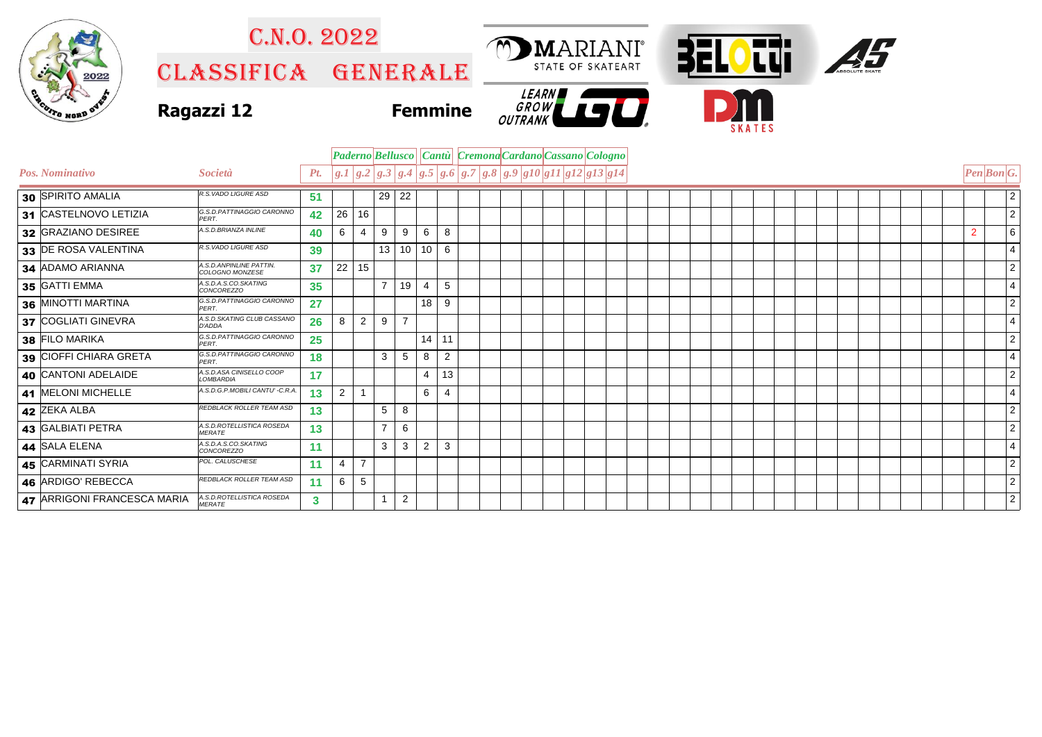# C.N.O. 2022

# CLASSIFICA GENERALE

**Ragazzi 12** **Femmine**

| | | | | Paderno | | Bellusco | | Cantù | | Cremona | | Cardano | | Cassano | | Cologno | | | | |
|---|---|---|---|---|---|---|---|---|---|---|---|---|---|---|---|---|---|---|---|---|
| Pos. | Nominativo | Società | Pt. | g.1 | g.2 | g.3 | g.4 | g.5 | g.6 | g.7 | g.8 | g.9 | g10 | g11 | g12 | g13 | g14 | Pen | Bon | G. |
| 30 | SPIRITO AMALIA | R.S.VADO LIGURE ASD | 51 | | | 29 | 22 | | | | | | | | | | | | | 2 |
| 31 | CASTELNOVO LETIZIA | G.S.D.PATTINAGGIO CARONNO PERT. | 42 | 26 | 16 | | | | | | | | | | | | | | | 2 |
| 32 | GRAZIANO DESIREE | A.S.D.BRIANZA INLINE | 40 | 6 | 4 | 9 | 9 | 6 | 8 | | | | | | | | | 2 | | 6 |
| 33 | DE ROSA VALENTINA | R.S.VADO LIGURE ASD | 39 | | | 13 | 10 | 10 | 6 | | | | | | | | | | | 4 |
| 34 | ADAMO ARIANNA | A.S.D.ANPINLINE PATTIN. COLOGNO MONZESE | 37 | 22 | 15 | | | | | | | | | | | | | | | 2 |
| 35 | GATTI EMMA | A.S.D.A.S.CO.SKATING CONCOREZZO | 35 | | | 7 | 19 | 4 | 5 | | | | | | | | | | | 4 |
| 36 | MINOTTI MARTINA | G.S.D.PATTINAGGIO CARONNO PERT. | 27 | | | | | 18 | 9 | | | | | | | | | | | 2 |
| 37 | COGLIATI GINEVRA | A.S.D.SKATING CLUB CASSANO D'ADDA | 26 | 8 | 2 | 9 | 7 | | | | | | | | | | | | | 4 |
| 38 | FILO MARIKA | G.S.D.PATTINAGGIO CARONNO PERT. | 25 | | | | | 14 | 11 | | | | | | | | | | | 2 |
| 39 | CIOFFI CHIARA GRETA | G.S.D.PATTINAGGIO CARONNO PERT. | 18 | | | 3 | 5 | 8 | 2 | | | | | | | | | | | 4 |
| 40 | CANTONI ADELAIDE | A.S.D.ASA CINISELLO COOP LOMBARDIA | 17 | | | | | 4 | 13 | | | | | | | | | | | 2 |
| 41 | MELONI MICHELLE | A.S.D.G.P.MOBILI CANTU' -C.R.A. | 13 | 2 | 1 | | | 6 | 4 | | | | | | | | | | | 4 |
| 42 | ZEKA ALBA | REDBLACK ROLLER TEAM ASD | 13 | | | 5 | 8 | | | | | | | | | | | | | 2 |
| 43 | GALBIATI PETRA | A.S.D.ROTELLISTICA ROSEDA MERATE | 13 | | | 7 | 6 | | | | | | | | | | | | | 2 |
| 44 | SALA ELENA | A.S.D.A.S.CO.SKATING CONCOREZZO | 11 | | | 3 | 3 | 2 | 3 | | | | | | | | | | | 4 |
| 45 | CARMINATI SYRIA | POL. CALUSCHESE | 11 | 4 | 7 | | | | | | | | | | | | | | | 2 |
| 46 | ARDIGO' REBECCA | REDBLACK ROLLER TEAM ASD | 11 | 6 | 5 | | | | | | | | | | | | | | | 2 |
| 47 | ARRIGONI FRANCESCA MARIA | A.S.D.ROTELLISTICA ROSEDA MERATE | 3 | | | 1 | 2 | | | | | | | | | | | | | 2 |